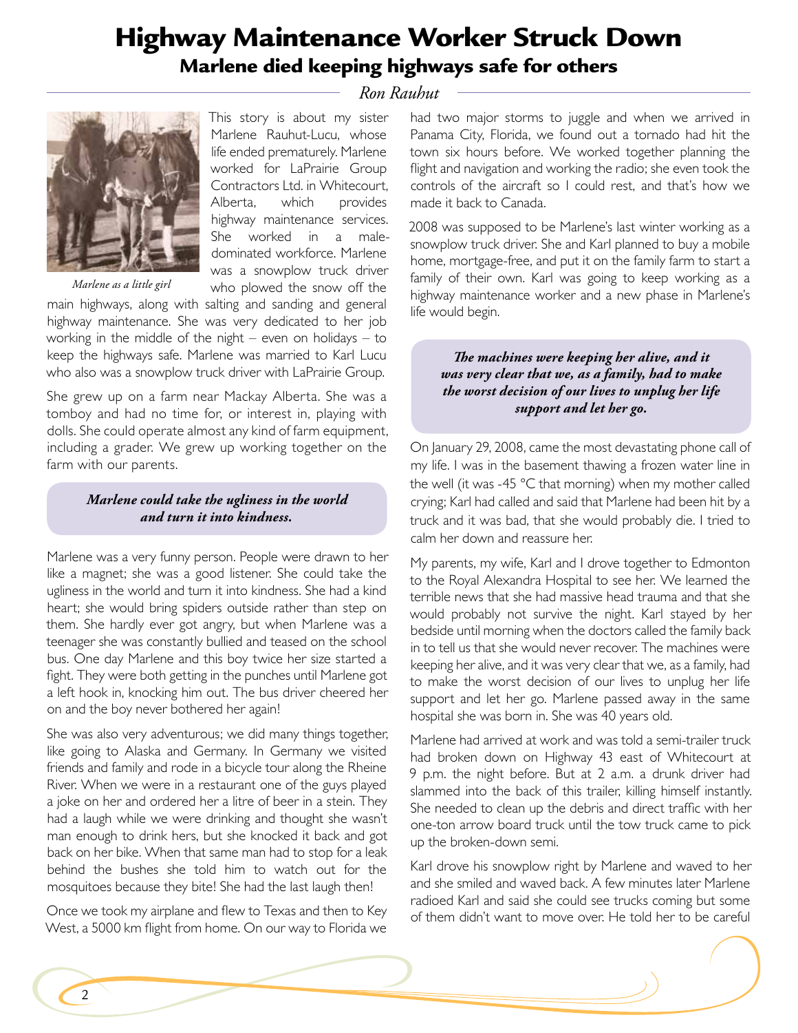# Highway Maintenance Worker Struck Down

## Marlene died keeping highways safe for others

*Ron Rauhut*

*Marlene as a little girl*

This story is about my sister Marlene Rauhut-Lucu, whose life ended prematurely. Marlene worked for LaPrairie Group Contractors Ltd. in Whitecourt, Alberta, which provides highway maintenance services. She worked in a male-dominated workforce. Marlene was a snowplow truck driver who plowed the snow off the main highways, along with salting and sanding and general highway maintenance. She was very dedicated to her job working in the middle of the night – even on holidays – to keep the highways safe. Marlene was married to Karl Lucu who also was a snowplow truck driver with LaPrairie Group.

She grew up on a farm near Mackay Alberta. She was a tomboy and had no time for, or interest in, playing with dolls. She could operate almost any kind of farm equipment, including a grader. We grew up working together on the farm with our parents.

> ***Marlene could take the ugliness in the world and turn it into kindness.***

Marlene was a very funny person. People were drawn to her like a magnet; she was a good listener. She could take the ugliness in the world and turn it into kindness. She had a kind heart; she would bring spiders outside rather than step on them. She hardly ever got angry, but when Marlene was a teenager she was constantly bullied and teased on the school bus. One day Marlene and this boy twice her size started a fight. They were both getting in the punches until Marlene got a left hook in, knocking him out. The bus driver cheered her on and the boy never bothered her again!

She was also very adventurous; we did many things together, like going to Alaska and Germany. In Germany we visited friends and family and rode in a bicycle tour along the Rheine River. When we were in a restaurant one of the guys played a joke on her and ordered her a litre of beer in a stein. They had a laugh while we were drinking and thought she wasn't man enough to drink hers, but she knocked it back and got back on her bike. When that same man had to stop for a leak behind the bushes she told him to watch out for the mosquitoes because they bite! She had the last laugh then!

Once we took my airplane and flew to Texas and then to Key West, a 5000 km flight from home. On our way to Florida we had two major storms to juggle and when we arrived in Panama City, Florida, we found out a tornado had hit the town six hours before. We worked together planning the flight and navigation and working the radio; she even took the controls of the aircraft so I could rest, and that's how we made it back to Canada.

2008 was supposed to be Marlene's last winter working as a snowplow truck driver. She and Karl planned to buy a mobile home, mortgage-free, and put it on the family farm to start a family of their own. Karl was going to keep working as a highway maintenance worker and a new phase in Marlene's life would begin.

> ***The machines were keeping her alive, and it was very clear that we, as a family, had to make the worst decision of our lives to unplug her life support and let her go.***

On January 29, 2008, came the most devastating phone call of my life. I was in the basement thawing a frozen water line in the well (it was -45 °C that morning) when my mother called crying; Karl had called and said that Marlene had been hit by a truck and it was bad, that she would probably die. I tried to calm her down and reassure her.

My parents, my wife, Karl and I drove together to Edmonton to the Royal Alexandra Hospital to see her. We learned the terrible news that she had massive head trauma and that she would probably not survive the night. Karl stayed by her bedside until morning when the doctors called the family back in to tell us that she would never recover. The machines were keeping her alive, and it was very clear that we, as a family, had to make the worst decision of our lives to unplug her life support and let her go. Marlene passed away in the same hospital she was born in. She was 40 years old.

Marlene had arrived at work and was told a semi-trailer truck had broken down on Highway 43 east of Whitecourt at 9 p.m. the night before. But at 2 a.m. a drunk driver had slammed into the back of this trailer, killing himself instantly. She needed to clean up the debris and direct traffic with her one-ton arrow board truck until the tow truck came to pick up the broken-down semi.

Karl drove his snowplow right by Marlene and waved to her and she smiled and waved back. A few minutes later Marlene radioed Karl and said she could see trucks coming but some of them didn't want to move over. He told her to be careful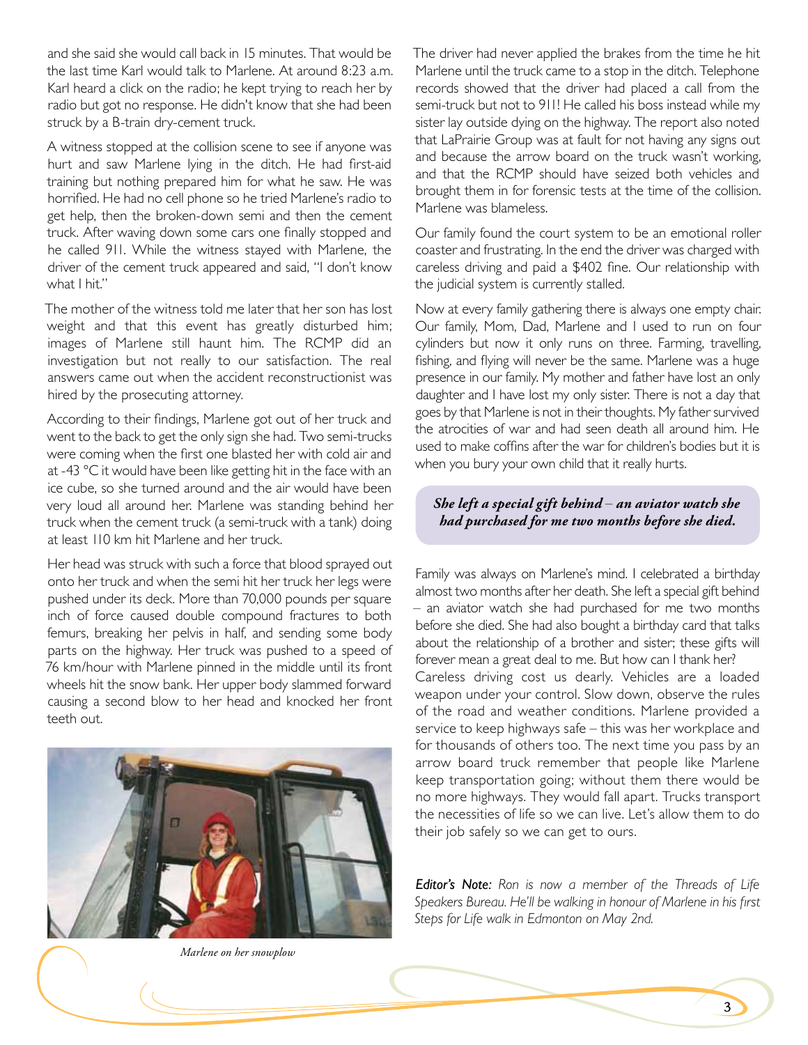and she said she would call back in 15 minutes. That would be the last time Karl would talk to Marlene. At around 8:23 a.m. Karl heard a click on the radio; he kept trying to reach her by radio but got no response. He didn't know that she had been struck by a B-train dry-cement truck.

A witness stopped at the collision scene to see if anyone was hurt and saw Marlene lying in the ditch. He had first-aid training but nothing prepared him for what he saw. He was horrified. He had no cell phone so he tried Marlene's radio to get help, then the broken-down semi and then the cement truck. After waving down some cars one finally stopped and he called 911. While the witness stayed with Marlene, the driver of the cement truck appeared and said, "I don't know what I hit."

The mother of the witness told me later that her son has lost weight and that this event has greatly disturbed him; images of Marlene still haunt him. The RCMP did an investigation but not really to our satisfaction. The real answers came out when the accident reconstructionist was hired by the prosecuting attorney.

According to their findings, Marlene got out of her truck and went to the back to get the only sign she had. Two semi-trucks were coming when the first one blasted her with cold air and at -43 °C it would have been like getting hit in the face with an ice cube, so she turned around and the air would have been very loud all around her. Marlene was standing behind her truck when the cement truck (a semi-truck with a tank) doing at least 110 km hit Marlene and her truck.

Her head was struck with such a force that blood sprayed out onto her truck and when the semi hit her truck her legs were pushed under its deck. More than 70,000 pounds per square inch of force caused double compound fractures to both femurs, breaking her pelvis in half, and sending some body parts on the highway. Her truck was pushed to a speed of 76 km/hour with Marlene pinned in the middle until its front wheels hit the snow bank. Her upper body slammed forward causing a second blow to her head and knocked her front teeth out.

*Marlene on her snowplow*

The driver had never applied the brakes from the time he hit Marlene until the truck came to a stop in the ditch. Telephone records showed that the driver had placed a call from the semi-truck but not to 911! He called his boss instead while my sister lay outside dying on the highway. The report also noted that LaPrairie Group was at fault for not having any signs out and because the arrow board on the truck wasn't working, and that the RCMP should have seized both vehicles and brought them in for forensic tests at the time of the collision. Marlene was blameless.

Our family found the court system to be an emotional roller coaster and frustrating. In the end the driver was charged with careless driving and paid a $402 fine. Our relationship with the judicial system is currently stalled.

Now at every family gathering there is always one empty chair. Our family, Mom, Dad, Marlene and I used to run on four cylinders but now it only runs on three. Farming, travelling, fishing, and flying will never be the same. Marlene was a huge presence in our family. My mother and father have lost an only daughter and I have lost my only sister. There is not a day that goes by that Marlene is not in their thoughts. My father survived the atrocities of war and had seen death all around him. He used to make coffins after the war for children's bodies but it is when you bury your own child that it really hurts.

***She left a special gift behind – an aviator watch she had purchased for me two months before she died.***

Family was always on Marlene's mind. I celebrated a birthday almost two months after her death. She left a special gift behind – an aviator watch she had purchased for me two months before she died. She had also bought a birthday card that talks about the relationship of a brother and sister; these gifts will forever mean a great deal to me. But how can I thank her?

Careless driving cost us dearly. Vehicles are a loaded weapon under your control. Slow down, observe the rules of the road and weather conditions. Marlene provided a service to keep highways safe – this was her workplace and for thousands of others too. The next time you pass by an arrow board truck remember that people like Marlene keep transportation going; without them there would be no more highways. They would fall apart. Trucks transport the necessities of life so we can live. Let's allow them to do their job safely so we can get to ours.

***Editor's Note:*** *Ron is now a member of the Threads of Life Speakers Bureau. He'll be walking in honour of Marlene in his first Steps for Life walk in Edmonton on May 2nd.*